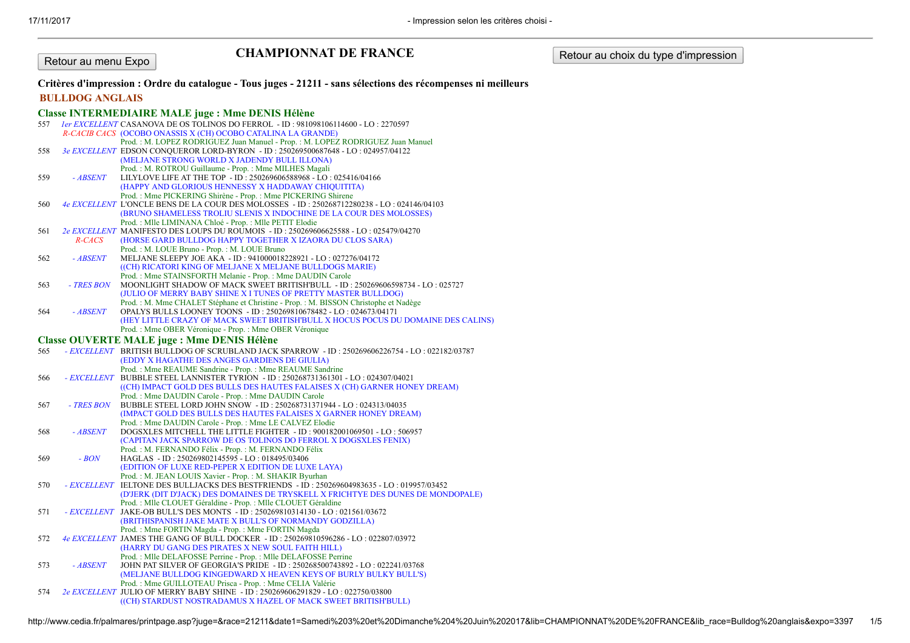Retour au menu Expo

# CHAMPIONNAT DE FRANCE

Retour au choix du type d'impression

**Critères d'impression : Ordre du catalogue - Tous juges - 21211 - sans sélections des récompenses ni meilleurs**

## BULLDOG ANGLAIS

### Classe INTERMEDIAIRE MALE juge : Mme DENIS Hélène

| N° | Résultat | Chien |
|---|---|---|
| 557 | *1er EXCELLENT* *R-CACIB CACS* | CASANOVA DE OS TOLINOS DO FERROL - ID : 981098106114600 - LO : 2270597<br>(OCOBO ONASSIS X (CH) OCOBO CATALINA LA GRANDE)<br>Prod. : M. LOPEZ RODRIGUEZ Juan Manuel - Prop. : M. LOPEZ RODRIGUEZ Juan Manuel |
| 558 | *3e EXCELLENT* | EDSON CONQUEROR LORD-BYRON - ID : 250269500687648 - LO : 024957/04122<br>(MELJANE STRONG WORLD X JADENDY BULL ILLONA)<br>Prod. : M. ROTROU Guillaume - Prop. : Mme MILHES Magali |
| 559 | *- ABSENT* | LILYLOVE LIFE AT THE TOP - ID : 250269606588968 - LO : 025416/04166<br>(HAPPY AND GLORIOUS HENNESSY X HADDAWAY CHIQUITITA)<br>Prod. : Mme PICKERING Shirène - Prop. : Mme PICKERING Shirene |
| 560 | *4e EXCELLENT* | L'ONCLE BENS DE LA COUR DES MOLOSSES - ID : 250268712280238 - LO : 024146/04103<br>(BRUNO SHAMELESS TROLIU SLENIS X INDOCHINE DE LA COUR DES MOLOSSES)<br>Prod. : Mlle LIMINANA Chloé - Prop. : Mlle PETIT Elodie |
| 561 | *2e EXCELLENT* *R-CACS* | MANIFESTO DES LOUPS DU ROUMOIS - ID : 250269606625588 - LO : 025479/04270<br>(HORSE GARD BULLDOG HAPPY TOGETHER X IZAORA DU CLOS SARA)<br>Prod. : M. LOUE Bruno - Prop. : M. LOUE Bruno |
| 562 | *- ABSENT* | MELJANE SLEEPY JOE AKA - ID : 941000018228921 - LO : 027276/04172<br>((CH) RICATORI KING OF MELJANE X MELJANE BULLDOGS MARIE)<br>Prod. : Mme STAINSFORTH Melanie - Prop. : Mme DAUDIN Carole |
| 563 | *- TRES BON* | MOONLIGHT SHADOW OF MACK SWEET BRITISH'BULL - ID : 250269606598734 - LO : 025727<br>(JULIO OF MERRY BABY SHINE X I TUNES OF PRETTY MASTER BULLDOG)<br>Prod. : M. Mme CHALET Stéphane et Christine - Prop. : M. BISSON Christophe et Nadège |
| 564 | *- ABSENT* | OPALYS BULLS LOONEY TOONS - ID : 250269810678482 - LO : 024673/04171<br>(HEY LITTLE CRAZY OF MACK SWEET BRITISH'BULL X HOCUS POCUS DU DOMAINE DES CALINS)<br>Prod. : Mme OBER Véronique - Prop. : Mme OBER Véronique |

### Classe OUVERTE MALE juge : Mme DENIS Hélène

| N° | Résultat | Chien |
|---|---|---|
| 565 | *- EXCELLENT* | BRITISH BULLDOG OF SCRUBLAND JACK SPARROW - ID : 250269606226754 - LO : 022182/03787<br>(EDDY X HAGATHE DES ANGES GARDIENS DE GIULIA)<br>Prod. : Mme REAUME Sandrine - Prop. : Mme REAUME Sandrine |
| 566 | *- EXCELLENT* | BUBBLE STEEL LANNISTER TYRION - ID : 250268731361301 - LO : 024307/04021<br>((CH) IMPACT GOLD DES BULLS DES HAUTES FALAISES X (CH) GARNER HONEY DREAM)<br>Prod. : Mme DAUDIN Carole - Prop. : Mme DAUDIN Carole |
| 567 | *- TRES BON* | BUBBLE STEEL LORD JOHN SNOW - ID : 250268731371944 - LO : 024313/04035<br>(IMPACT GOLD DES BULLS DES HAUTES FALAISES X GARNER HONEY DREAM)<br>Prod. : Mme DAUDIN Carole - Prop. : Mme LE CALVEZ Elodie |
| 568 | *- ABSENT* | DOGSXLES MITCHELL THE LITTLE FIGHTER - ID : 900182001069501 - LO : 506957<br>(CAPITAN JACK SPARROW DE OS TOLINOS DO FERROL X DOGSXLES FENIX)<br>Prod. : M. FERNANDO Félix - Prop. : M. FERNANDO Félix |
| 569 | *- BON* | HAGLAS - ID : 250269802145595 - LO : 018495/03406<br>(EDITION OF LUXE RED-PEPER X EDITION DE LUXE LAYA)<br>Prod. : M. JEAN LOUIS Xavier - Prop. : M. SHAKIR Byurhan |
| 570 | *- EXCELLENT* | IELTONE DES BULLJACKS DES BESTFRIENDS - ID : 250269604983635 - LO : 019957/03452<br>(D'JERK (DIT D'JACK) DES DOMAINES DE TRYSKELL X FRICHTYE DES DUNES DE MONDOPALE)<br>Prod. : Mlle CLOUET Géraldine - Prop. : Mlle CLOUET Géraldine |
| 571 | *- EXCELLENT* | JAKE-OB BULL'S DES MONTS - ID : 250269810314130 - LO : 021561/03672<br>(BRITHISPANISH JAKE MATE X BULL'S OF NORMANDY GODZILLA)<br>Prod. : Mme FORTIN Magda - Prop. : Mme FORTIN Magda |
| 572 | *4e EXCELLENT* | JAMES THE GANG OF BULL DOCKER - ID : 250269810596286 - LO : 022807/03972<br>(HARRY DU GANG DES PIRATES X NEW SOUL FAITH HILL)<br>Prod. : Mlle DELAFOSSE Perrine - Prop. : Mlle DELAFOSSE Perrine |
| 573 | *- ABSENT* | JOHN PAT SILVER OF GEORGIA'S PRIDE - ID : 250268500743892 - LO : 022241/03768<br>(MELJANE BULLDOG KINGEDWARD X HEAVEN KEYS OF BURLY BULKY BULL'S)<br>Prod. : Mme GUILLOTEAU Prisca - Prop. : Mme CELIA Valérie |
| 574 | *2e EXCELLENT* | JULIO OF MERRY BABY SHINE - ID : 250269606291829 - LO : 022750/03800<br>((CH) STARDUST NOSTRADAMUS X HAZEL OF MACK SWEET BRITISH'BULL) |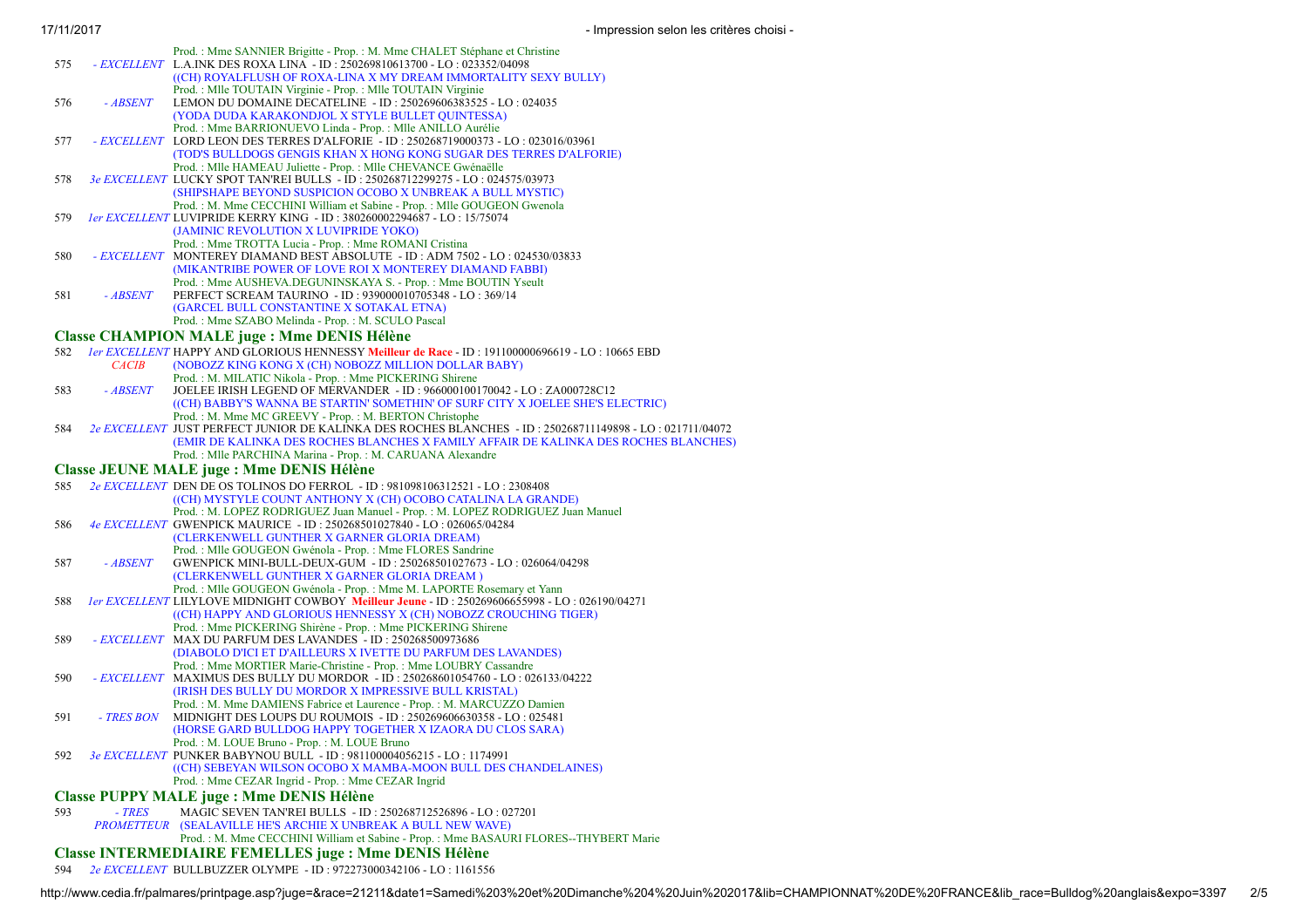Prod. : Mme SANNIER Brigitte - Prop. : M. Mme CHALET Stéphane et Christine

575 *- EXCELLENT* L.A.INK DES ROXA LINA - ID : 250269810613700 - LO : 023352/04098
((CH) ROYALFLUSH OF ROXA-LINA X MY DREAM IMMORTALITY SEXY BULLY)
Prod. : Mlle TOUTAIN Virginie - Prop. : Mlle TOUTAIN Virginie

576 *- ABSENT* LEMON DU DOMAINE DECATELINE - ID : 250269606383525 - LO : 024035
(YODA DUDA KARAKONDJOL X STYLE BULLET QUINTESSA)
Prod. : Mme BARRIONUEVO Linda - Prop. : Mlle ANILLO Aurélie

577 *- EXCELLENT* LORD LEON DES TERRES D'ALFORIE - ID : 250268719000373 - LO : 023016/03961
(TOD'S BULLDOGS GENGIS KHAN X HONG KONG SUGAR DES TERRES D'ALFORIE)
Prod. : Mlle HAMEAU Juliette - Prop. : Mlle CHEVANCE Gwénaëlle

578 *3e EXCELLENT* LUCKY SPOT TAN'REI BULLS - ID : 250268712299275 - LO : 024575/03973
(SHIPSHAPE BEYOND SUSPICION OCOBO X UNBREAK A BULL MYSTIC)
Prod. : M. Mme CECCHINI William et Sabine - Prop. : Mlle GOUGEON Gwenola

579 *1er EXCELLENT* LUVIPRIDE KERRY KING - ID : 380260002294687 - LO : 15/75074
(JAMINIC REVOLUTION X LUVIPRIDE YOKO)
Prod. : Mme TROTTA Lucia - Prop. : Mme ROMANI Cristina

580 *- EXCELLENT* MONTEREY DIAMAND BEST ABSOLUTE - ID : ADM 7502 - LO : 024530/03833
(MIKANTRIBE POWER OF LOVE ROI X MONTEREY DIAMAND FABBI)
Prod. : Mme AUSHEVA.DEGUNINSKAYA S. - Prop. : Mme BOUTIN Yseult

581 *- ABSENT* PERFECT SCREAM TAURINO - ID : 939000010705348 - LO : 369/14
(GARCEL BULL CONSTANTINE X SOTAKAL ETNA)
Prod. : Mme SZABO Melinda - Prop. : M. SCULO Pascal

## Classe CHAMPION MALE juge : Mme DENIS Hélène

582 *1er EXCELLENT* HAPPY AND GLORIOUS HENNESSY **Meilleur de Race** - ID : 191100000696619 - LO : 10665 EBD
*CACIB* (NOBOZZ KING KONG X (CH) NOBOZZ MILLION DOLLAR BABY)
Prod. : M. MILATIC Nikola - Prop. : Mme PICKERING Shirene

583 *- ABSENT* JOELEE IRISH LEGEND OF MERVANDER - ID : 966000100170042 - LO : ZA000728C12
((CH) BABBY'S WANNA BE STARTIN' SOMETHIN' OF SURF CITY X JOELEE SHE'S ELECTRIC)
Prod. : M. Mme MC GREEVY - Prop. : M. BERTON Christophe

584 *2e EXCELLENT* JUST PERFECT JUNIOR DE KALINKA DES ROCHES BLANCHES - ID : 250268711149898 - LO : 021711/04072
(EMIR DE KALINKA DES ROCHES BLANCHES X FAMILY AFFAIR DE KALINKA DES ROCHES BLANCHES)
Prod. : Mlle PARCHINA Marina - Prop. : M. CARUANA Alexandre

## Classe JEUNE MALE juge : Mme DENIS Hélène

585 *2e EXCELLENT* DEN DE OS TOLINOS DO FERROL - ID : 981098106312521 - LO : 2308408
((CH) MYSTYLE COUNT ANTHONY X (CH) OCOBO CATALINA LA GRANDE)
Prod. : M. LOPEZ RODRIGUEZ Juan Manuel - Prop. : M. LOPEZ RODRIGUEZ Juan Manuel

586 *4e EXCELLENT* GWENPICK MAURICE - ID : 250268501027840 - LO : 026065/04284
(CLERKENWELL GUNTHER X GARNER GLORIA DREAM)
Prod. : Mlle GOUGEON Gwénola - Prop. : Mme FLORES Sandrine

587 *- ABSENT* GWENPICK MINI-BULL-DEUX-GUM - ID : 250268501027673 - LO : 026064/04298
(CLERKENWELL GUNTHER X GARNER GLORIA DREAM )
Prod. : Mlle GOUGEON Gwénola - Prop. : Mme M. LAPORTE Rosemary et Yann

588 *1er EXCELLENT* LILYLOVE MIDNIGHT COWBOY **Meilleur Jeune** - ID : 250269606655998 - LO : 026190/04271
((CH) HAPPY AND GLORIOUS HENNESSY X (CH) NOBOZZ CROUCHING TIGER)
Prod. : Mme PICKERING Shirène - Prop. : Mme PICKERING Shirene

589 *- EXCELLENT* MAX DU PARFUM DES LAVANDES - ID : 250268500973686
(DIABOLO D'ICI ET D'AILLEURS X IVETTE DU PARFUM DES LAVANDES)
Prod. : Mme MORTIER Marie-Christine - Prop. : Mme LOUBRY Cassandre

590 *- EXCELLENT* MAXIMUS DES BULLY DU MORDOR - ID : 250268601054760 - LO : 026133/04222
(IRISH DES BULLY DU MORDOR X IMPRESSIVE BULL KRISTAL)
Prod. : M. Mme DAMIENS Fabrice et Laurence - Prop. : M. MARCUZZO Damien

591 *- TRES BON* MIDNIGHT DES LOUPS DU ROUMOIS - ID : 250269606630358 - LO : 025481
(HORSE GARD BULLDOG HAPPY TOGETHER X IZAORA DU CLOS SARA)
Prod. : M. LOUE Bruno - Prop. : M. LOUE Bruno

592 *3e EXCELLENT* PUNKER BABYNOU BULL - ID : 981100004056215 - LO : 1174991
((CH) SEBEYAN WILSON OCOBO X MAMBA-MOON BULL DES CHANDELAINES)
Prod. : Mme CEZAR Ingrid - Prop. : Mme CEZAR Ingrid

## Classe PUPPY MALE juge : Mme DENIS Hélène

593 *- TRES PROMETTEUR* MAGIC SEVEN TAN'REI BULLS - ID : 250268712526896 - LO : 027201
(SEALAVILLE HE'S ARCHIE X UNBREAK A BULL NEW WAVE)
Prod. : M. Mme CECCHINI William et Sabine - Prop. : Mme BASAURI FLORES--THYBERT Marie

## Classe INTERMEDIAIRE FEMELLES juge : Mme DENIS Hélène

594 *2e EXCELLENT* BULLBUZZER OLYMPE - ID : 972273000342106 - LO : 1161556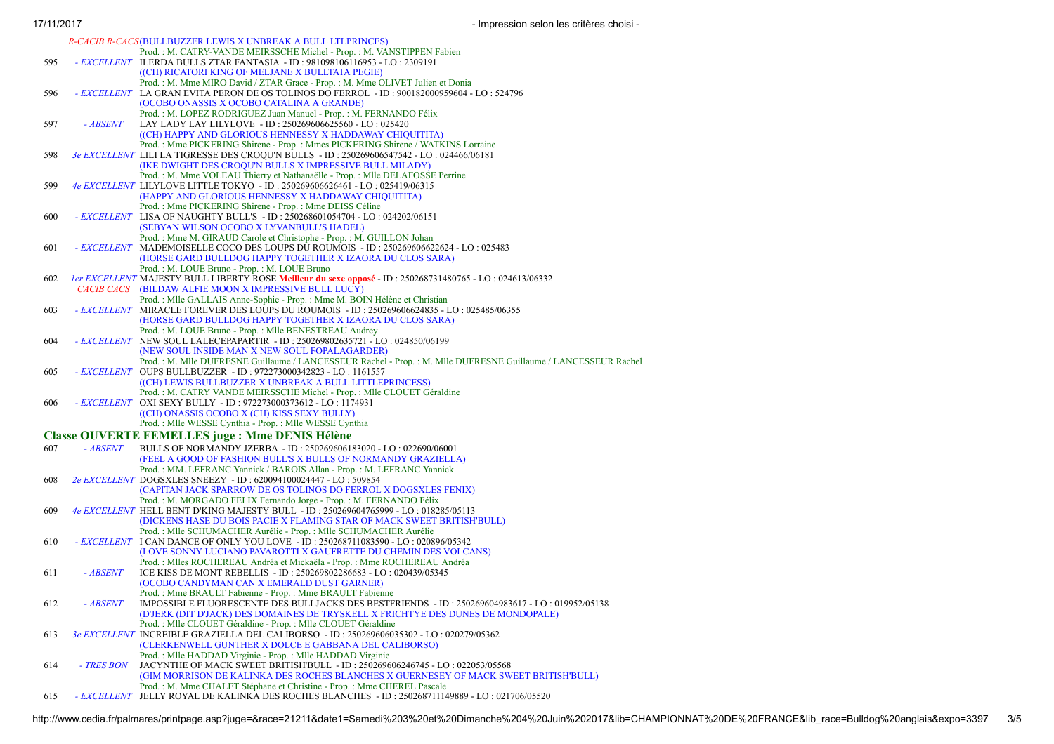*R-CACIB R-CACS* (BULLBUZZER LEWIS X UNBREAK A BULL LTLPRINCES)
Prod. : M. CATRY-VANDE MEIRSSCHE Michel - Prop. : M. VANSTIPPEN Fabien

595 *- EXCELLENT* ILERDA BULLS ZTAR FANTASIA - ID : 981098106116953 - LO : 2309191
((CH) RICATORI KING OF MELJANE X BULLTATA PEGIE)
Prod. : M. Mme MIRO David / ZTAR Grace - Prop. : M. Mme OLIVET Julien et Donia

596 *- EXCELLENT* LA GRAN EVITA PERON DE OS TOLINOS DO FERROL - ID : 900182000959604 - LO : 524796
(OCOBO ONASSIS X OCOBO CATALINA A GRANDE)
Prod. : M. LOPEZ RODRIGUEZ Juan Manuel - Prop. : M. FERNANDO Félix

597 *- ABSENT* LAY LADY LAY LILYLOVE - ID : 250269606625560 - LO : 025420
((CH) HAPPY AND GLORIOUS HENNESSY X HADDAWAY CHIQUITITA)
Prod. : Mme PICKERING Shirene - Prop. : Mmes PICKERING Shirene / WATKINS Lorraine

598 *3e EXCELLENT* LILI LA TIGRESSE DES CROQU'N BULLS - ID : 250269606547542 - LO : 024466/06181
(IKE DWIGHT DES CROQU'N BULLS X IMPRESSIVE BULL MILADY)
Prod. : M. Mme VOLEAU Thierry et Nathanaëlle - Prop. : Mlle DELAFOSSE Perrine

599 *4e EXCELLENT* LILYLOVE LITTLE TOKYO - ID : 250269606626461 - LO : 025419/06315
(HAPPY AND GLORIOUS HENNESSY X HADDAWAY CHIQUITITA)
Prod. : Mme PICKERING Shirene - Prop. : Mme DEISS Céline

600 *- EXCELLENT* LISA OF NAUGHTY BULL'S - ID : 250268601054704 - LO : 024202/06151
(SEBYAN WILSON OCOBO X LYVANBULL'S HADEL)
Prod. : Mme M. GIRAUD Carole et Christophe - Prop. : M. GUILLON Johan

601 *- EXCELLENT* MADEMOISELLE COCO DES LOUPS DU ROUMOIS - ID : 250269606622624 - LO : 025483
(HORSE GARD BULLDOG HAPPY TOGETHER X IZAORA DU CLOS SARA)
Prod. : M. LOUE Bruno - Prop. : M. LOUE Bruno

602 *1er EXCELLENT CACIB CACS* MAJESTY BULL LIBERTY ROSE **Meilleur du sexe opposé** - ID : 250268731480765 - LO : 024613/06332
(BILDAW ALFIE MOON X IMPRESSIVE BULL LUCY)
Prod. : Mlle GALLAIS Anne-Sophie - Prop. : Mme M. BOIN Hélène et Christian

603 *- EXCELLENT* MIRACLE FOREVER DES LOUPS DU ROUMOIS - ID : 250269606624835 - LO : 025485/06355
(HORSE GARD BULLDOG HAPPY TOGETHER X IZAORA DU CLOS SARA)
Prod. : M. LOUE Bruno - Prop. : Mlle BENESTREAU Audrey

604 *- EXCELLENT* NEW SOUL LALECEPAPARTIR - ID : 250269802635721 - LO : 024850/06199
(NEW SOUL INSIDE MAN X NEW SOUL FOPALAGARDER)
Prod. : M. Mlle DUFRESNE Guillaume / LANCESSEUR Rachel - Prop. : M. Mlle DUFRESNE Guillaume / LANCESSEUR Rachel

605 *- EXCELLENT* OUPS BULLBUZZER - ID : 972273000342823 - LO : 1161557
((CH) LEWIS BULLBUZZER X UNBREAK A BULL LITTLEPRINCESS)
Prod. : M. CATRY VANDE MEIRSSCHE Michel - Prop. : Mlle CLOUET Géraldine

606 *- EXCELLENT* OXI SEXY BULLY - ID : 972273000373612 - LO : 1174931
((CH) ONASSIS OCOBO X (CH) KISS SEXY BULLY)
Prod. : Mlle WESSE Cynthia - Prop. : Mlle WESSE Cynthia

## Classe OUVERTE FEMELLES juge : Mme DENIS Hélène

607 *- ABSENT* BULLS OF NORMANDY JZERBA - ID : 250269606183020 - LO : 022690/06001
(FEEL A GOOD OF FASHION BULL'S X BULLS OF NORMANDY GRAZIELLA)
Prod. : MM. LEFRANC Yannick / BAROIS Allan - Prop. : M. LEFRANC Yannick

608 *2e EXCELLENT* DOGSXLES SNEEZY - ID : 620094100024447 - LO : 509854
(CAPITAN JACK SPARROW DE OS TOLINOS DO FERROL X DOGSXLES FENIX)
Prod. : M. MORGADO FELIX Fernando Jorge - Prop. : M. FERNANDO Félix

609 *4e EXCELLENT* HELL BENT D'KING MAJESTY BULL - ID : 250269604765999 - LO : 018285/05113
(DICKENS HASE DU BOIS PACIE X FLAMING STAR OF MACK SWEET BRITISH'BULL)
Prod. : Mlle SCHUMACHER Aurélie - Prop. : Mlle SCHUMACHER Aurélie

610 *- EXCELLENT* I CAN DANCE OF ONLY YOU LOVE - ID : 250268711083590 - LO : 020896/05342
(LOVE SONNY LUCIANO PAVAROTTI X GAUFRETTE DU CHEMIN DES VOLCANS)
Prod. : Mlles ROCHEREAU Andréa et Mickaëla - Prop. : Mme ROCHEREAU Andréa

611 *- ABSENT* ICE KISS DE MONT REBELLIS - ID : 250269802286683 - LO : 020439/05345
(OCOBO CANDYMAN CAN X EMERALD DUST GARNER)
Prod. : Mme BRAULT Fabienne - Prop. : Mme BRAULT Fabienne

612 *- ABSENT* IMPOSSIBLE FLUORESCENTE DES BULLJACKS DES BESTFRIENDS - ID : 250269604983617 - LO : 019952/05138
(D'JERK (DIT D'JACK) DES DOMAINES DE TRYSKELL X FRICHTYE DES DUNES DE MONDOPALE)
Prod. : Mlle CLOUET Géraldine - Prop. : Mlle CLOUET Géraldine

613 *3e EXCELLENT* INCREIBLE GRAZIELLA DEL CALIBORSO - ID : 250269606035302 - LO : 020279/05362
(CLERKENWELL GUNTHER X DOLCE E GABBANA DEL CALIBORSO)
Prod. : Mlle HADDAD Virginie - Prop. : Mlle HADDAD Virginie

614 *- TRES BON* JACYNTHE OF MACK SWEET BRITISH'BULL - ID : 250269606246745 - LO : 022053/05568
(GIM MORRISON DE KALINKA DES ROCHES BLANCHES X GUERNESEY OF MACK SWEET BRITISH'BULL)
Prod. : M. Mme CHALET Stéphane et Christine - Prop. : Mme CHEREL Pascale

615 *- EXCELLENT* JELLY ROYAL DE KALINKA DES ROCHES BLANCHES - ID : 250268711149889 - LO : 021706/05520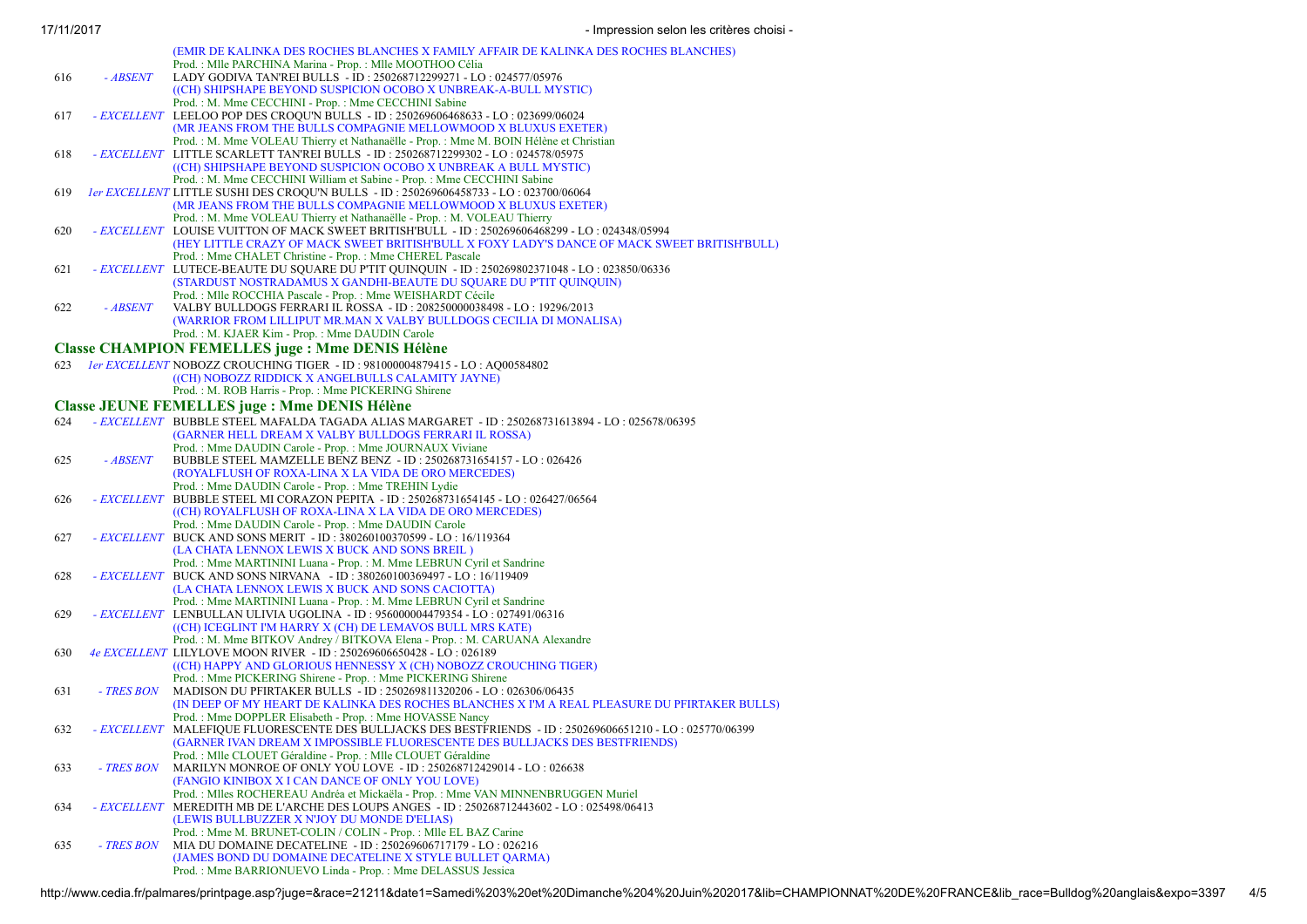(EMIR DE KALINKA DES ROCHES BLANCHES X FAMILY AFFAIR DE KALINKA DES ROCHES BLANCHES)
Prod. : Mlle PARCHINA Marina - Prop. : Mlle MOOTHOO Célia

616 *- ABSENT* LADY GODIVA TAN'REI BULLS - ID : 250268712299271 - LO : 024577/05976
((CH) SHIPSHAPE BEYOND SUSPICION OCOBO X UNBREAK-A-BULL MYSTIC)
Prod. : M. Mme CECCHINI - Prop. : Mme CECCHINI Sabine

617 *- EXCELLENT* LEELOO POP DES CROQU'N BULLS - ID : 250269606468633 - LO : 023699/06024
(MR JEANS FROM THE BULLS COMPAGNIE MELLOWMOOD X BLUXUS EXETER)
Prod. : M. Mme VOLEAU Thierry et Nathanaëlle - Prop. : Mme M. BOIN Hélène et Christian

618 *- EXCELLENT* LITTLE SCARLETT TAN'REI BULLS - ID : 250268712299302 - LO : 024578/05975
((CH) SHIPSHAPE BEYOND SUSPICION OCOBO X UNBREAK A BULL MYSTIC)
Prod. : M. Mme CECCHINI William et Sabine - Prop. : Mme CECCHINI Sabine

619 *1er EXCELLENT* LITTLE SUSHI DES CROQU'N BULLS - ID : 250269606458733 - LO : 023700/06064
(MR JEANS FROM THE BULLS COMPAGNIE MELLOWMOOD X BLUXUS EXETER)
Prod. : M. Mme VOLEAU Thierry et Nathanaëlle - Prop. : M. VOLEAU Thierry

620 *- EXCELLENT* LOUISE VUITTON OF MACK SWEET BRITISH'BULL - ID : 250269606468299 - LO : 024348/05994
(HEY LITTLE CRAZY OF MACK SWEET BRITISH'BULL X FOXY LADY'S DANCE OF MACK SWEET BRITISH'BULL)
Prod. : Mme CHALET Christine - Prop. : Mme CHEREL Pascale

621 *- EXCELLENT* LUTECE-BEAUTE DU SQUARE DU P'TIT QUINQUIN - ID : 250269802371048 - LO : 023850/06336
(STARDUST NOSTRADAMUS X GANDHI-BEAUTE DU SQUARE DU P'TIT QUINQUIN)
Prod. : Mlle ROCCHIA Pascale - Prop. : Mme WEISHARDT Cécile

622 *- ABSENT* VALBY BULLDOGS FERRARI IL ROSSA - ID : 208250000038498 - LO : 19296/2013
(WARRIOR FROM LILLIPUT MR.MAN X VALBY BULLDOGS CECILIA DI MONALISA)
Prod. : M. KJAER Kim - Prop. : Mme DAUDIN Carole

## Classe CHAMPION FEMELLES juge : Mme DENIS Hélène

623 *1er EXCELLENT* NOBOZZ CROUCHING TIGER - ID : 981000004879415 - LO : AQ00584802
((CH) NOBOZZ RIDDICK X ANGELBULLS CALAMITY JAYNE)
Prod. : M. ROB Harris - Prop. : Mme PICKERING Shirene

## Classe JEUNE FEMELLES juge : Mme DENIS Hélène

624 *- EXCELLENT* BUBBLE STEEL MAFALDA TAGADA ALIAS MARGARET - ID : 250268731613894 - LO : 025678/06395
(GARNER HELL DREAM X VALBY BULLDOGS FERRARI IL ROSSA)
Prod. : Mme DAUDIN Carole - Prop. : Mme JOURNAUX Viviane

625 *- ABSENT* BUBBLE STEEL MAMZELLE BENZ BENZ - ID : 250268731654157 - LO : 026426
(ROYALFLUSH OF ROXA-LINA X LA VIDA DE ORO MERCEDES)
Prod. : Mme DAUDIN Carole - Prop. : Mme TREHIN Lydie

626 *- EXCELLENT* BUBBLE STEEL MI CORAZON PEPITA - ID : 250268731654145 - LO : 026427/06564
((CH) ROYALFLUSH OF ROXA-LINA X LA VIDA DE ORO MERCEDES)
Prod. : Mme DAUDIN Carole - Prop. : Mme DAUDIN Carole

627 *- EXCELLENT* BUCK AND SONS MERIT - ID : 380260100370599 - LO : 16/119364
(LA CHATA LENNOX LEWIS X BUCK AND SONS BREIL )
Prod. : Mme MARTININI Luana - Prop. : M. Mme LEBRUN Cyril et Sandrine

628 *- EXCELLENT* BUCK AND SONS NIRVANA - ID : 380260100369497 - LO : 16/119409
(LA CHATA LENNOX LEWIS X BUCK AND SONS CACIOTTA)
Prod. : Mme MARTININI Luana - Prop. : M. Mme LEBRUN Cyril et Sandrine

629 *- EXCELLENT* LENBULLAN ULIVIA UGOLINA - ID : 956000004479354 - LO : 027491/06316
((CH) ICEGLINT I'M HARRY X (CH) DE LEMAVOS BULL MRS KATE)
Prod. : M. Mme BITKOV Andrey / BITKOVA Elena - Prop. : M. CARUANA Alexandre

630 *4e EXCELLENT* LILYLOVE MOON RIVER - ID : 250269606650428 - LO : 026189
((CH) HAPPY AND GLORIOUS HENNESSY X (CH) NOBOZZ CROUCHING TIGER)
Prod. : Mme PICKERING Shirene - Prop. : Mme PICKERING Shirene

631 *- TRES BON* MADISON DU PFIRTAKER BULLS - ID : 250269811320206 - LO : 026306/06435
(IN DEEP OF MY HEART DE KALINKA DES ROCHES BLANCHES X I'M A REAL PLEASURE DU PFIRTAKER BULLS)
Prod. : Mme DOPPLER Elisabeth - Prop. : Mme HOVASSE Nancy

632 *- EXCELLENT* MALEFIQUE FLUORESCENTE DES BULLJACKS DES BESTFRIENDS - ID : 250269606651210 - LO : 025770/06399
(GARNER IVAN DREAM X IMPOSSIBLE FLUORESCENTE DES BULLJACKS DES BESTFRIENDS)
Prod. : Mlle CLOUET Géraldine - Prop. : Mlle CLOUET Géraldine

633 *- TRES BON* MARILYN MONROE OF ONLY YOU LOVE - ID : 250268712429014 - LO : 026638
(FANGIO KINIBOX X I CAN DANCE OF ONLY YOU LOVE)
Prod. : Mlles ROCHEREAU Andréa et Mickaëla - Prop. : Mme VAN MINNENBRUGGEN Muriel

634 *- EXCELLENT* MEREDITH MB DE L'ARCHE DES LOUPS ANGES - ID : 250268712443602 - LO : 025498/06413
(LEWIS BULLBUZZER X N'JOY DU MONDE D'ELIAS)
Prod. : Mme M. BRUNET-COLIN / COLIN - Prop. : Mlle EL BAZ Carine

635 *- TRES BON* MIA DU DOMAINE DECATELINE - ID : 250269606717179 - LO : 026216
(JAMES BOND DU DOMAINE DECATELINE X STYLE BULLET QARMA)
Prod. : Mme BARRIONUEVO Linda - Prop. : Mme DELASSUS Jessica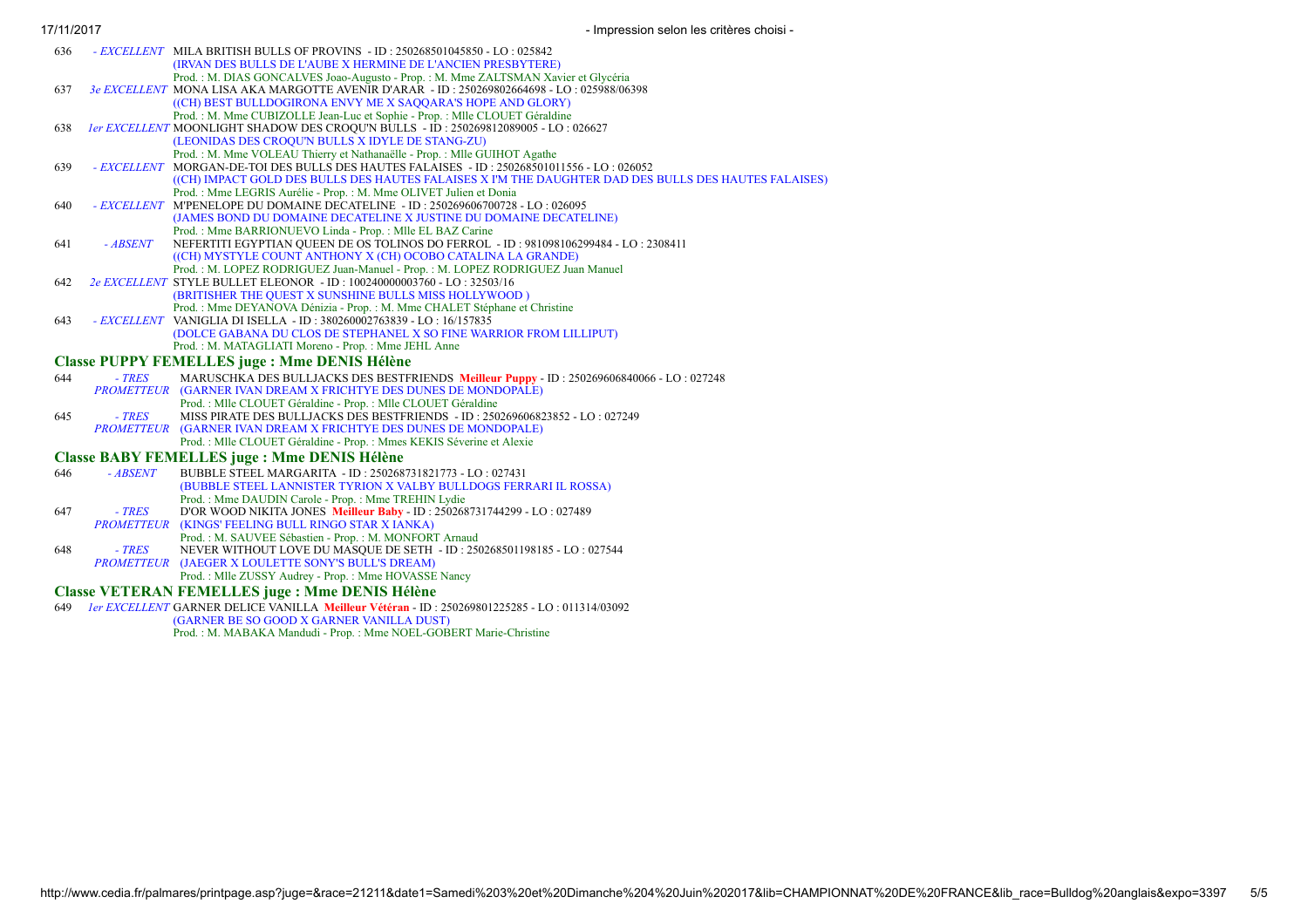636 *- EXCELLENT* MILA BRITISH BULLS OF PROVINS - ID : 250268501045850 - LO : 025842
(IRVAN DES BULLS DE L'AUBE X HERMINE DE L'ANCIEN PRESBYTERE)
Prod. : M. DIAS GONCALVES Joao-Augusto - Prop. : M. Mme ZALTSMAN Xavier et Glycéria

637 *3e EXCELLENT* MONA LISA AKA MARGOTTE AVENIR D'ARAR - ID : 250269802664698 - LO : 025988/06398
((CH) BEST BULLDOGIRONA ENVY ME X SAQQARA'S HOPE AND GLORY)
Prod. : M. Mme CUBIZOLLE Jean-Luc et Sophie - Prop. : Mlle CLOUET Géraldine

638 *1er EXCELLENT* MOONLIGHT SHADOW DES CROQU'N BULLS - ID : 250269812089005 - LO : 026627
(LEONIDAS DES CROQU'N BULLS X IDYLE DE STANG-ZU)
Prod. : M. Mme VOLEAU Thierry et Nathanaëlle - Prop. : Mlle GUIHOT Agathe

639 *- EXCELLENT* MORGAN-DE-TOI DES BULLS DES HAUTES FALAISES - ID : 250268501011556 - LO : 026052
((CH) IMPACT GOLD DES BULLS DES HAUTES FALAISES X I'M THE DAUGHTER DAD DES BULLS DES HAUTES FALAISES)
Prod. : Mme LEGRIS Aurélie - Prop. : M. Mme OLIVET Julien et Donia

640 *- EXCELLENT* M'PENELOPE DU DOMAINE DECATELINE - ID : 250269606700728 - LO : 026095
(JAMES BOND DU DOMAINE DECATELINE X JUSTINE DU DOMAINE DECATELINE)
Prod. : Mme BARRIONUEVO Linda - Prop. : Mlle EL BAZ Carine

641 *- ABSENT* NEFERTITI EGYPTIAN QUEEN DE OS TOLINOS DO FERROL - ID : 981098106299484 - LO : 2308411
((CH) MYSTYLE COUNT ANTHONY X (CH) OCOBO CATALINA LA GRANDE)
Prod. : M. LOPEZ RODRIGUEZ Juan-Manuel - Prop. : M. LOPEZ RODRIGUEZ Juan Manuel

642 *2e EXCELLENT* STYLE BULLET ELEONOR - ID : 100240000003760 - LO : 32503/16
(BRITISHER THE QUEST X SUNSHINE BULLS MISS HOLLYWOOD )
Prod. : Mme DEYANOVA Dénizia - Prop. : M. Mme CHALET Stéphane et Christine

643 *- EXCELLENT* VANIGLIA DI ISELLA - ID : 380260002763839 - LO : 16/157835
(DOLCE GABANA DU CLOS DE STEPHANEL X SO FINE WARRIOR FROM LILLIPUT)
Prod. : M. MATAGLIATI Moreno - Prop. : Mme JEHL Anne

## Classe PUPPY FEMELLES juge : Mme DENIS Hélène

644 *- TRES PROMETTEUR* MARUSCHKA DES BULLJACKS DES BESTFRIENDS **Meilleur Puppy** - ID : 250269606840066 - LO : 027248
(GARNER IVAN DREAM X FRICHTYE DES DUNES DE MONDOPALE)
Prod. : Mlle CLOUET Géraldine - Prop. : Mlle CLOUET Géraldine

645 *- TRES PROMETTEUR* MISS PIRATE DES BULLJACKS DES BESTFRIENDS - ID : 250269606823852 - LO : 027249
(GARNER IVAN DREAM X FRICHTYE DES DUNES DE MONDOPALE)
Prod. : Mlle CLOUET Géraldine - Prop. : Mmes KEKIS Séverine et Alexie

## Classe BABY FEMELLES juge : Mme DENIS Hélène

646 *- ABSENT* BUBBLE STEEL MARGARITA - ID : 250268731821773 - LO : 027431
(BUBBLE STEEL LANNISTER TYRION X VALBY BULLDOGS FERRARI IL ROSSA)
Prod. : Mme DAUDIN Carole - Prop. : Mme TREHIN Lydie

647 *- TRES PROMETTEUR* D'OR WOOD NIKITA JONES **Meilleur Baby** - ID : 250268731744299 - LO : 027489
(KINGS' FEELING BULL RINGO STAR X IANKA)
Prod. : M. SAUVEE Sébastien - Prop. : M. MONFORT Arnaud

648 *- TRES PROMETTEUR* NEVER WITHOUT LOVE DU MASQUE DE SETH - ID : 250268501198185 - LO : 027544
(JAEGER X LOULETTE SONY'S BULL'S DREAM)
Prod. : Mlle ZUSSY Audrey - Prop. : Mme HOVASSE Nancy

## Classe VETERAN FEMELLES juge : Mme DENIS Hélène

649 *1er EXCELLENT* GARNER DELICE VANILLA **Meilleur Vétéran** - ID : 250269801225285 - LO : 011314/03092
(GARNER BE SO GOOD X GARNER VANILLA DUST)
Prod. : M. MABAKA Mandudi - Prop. : Mme NOEL-GOBERT Marie-Christine